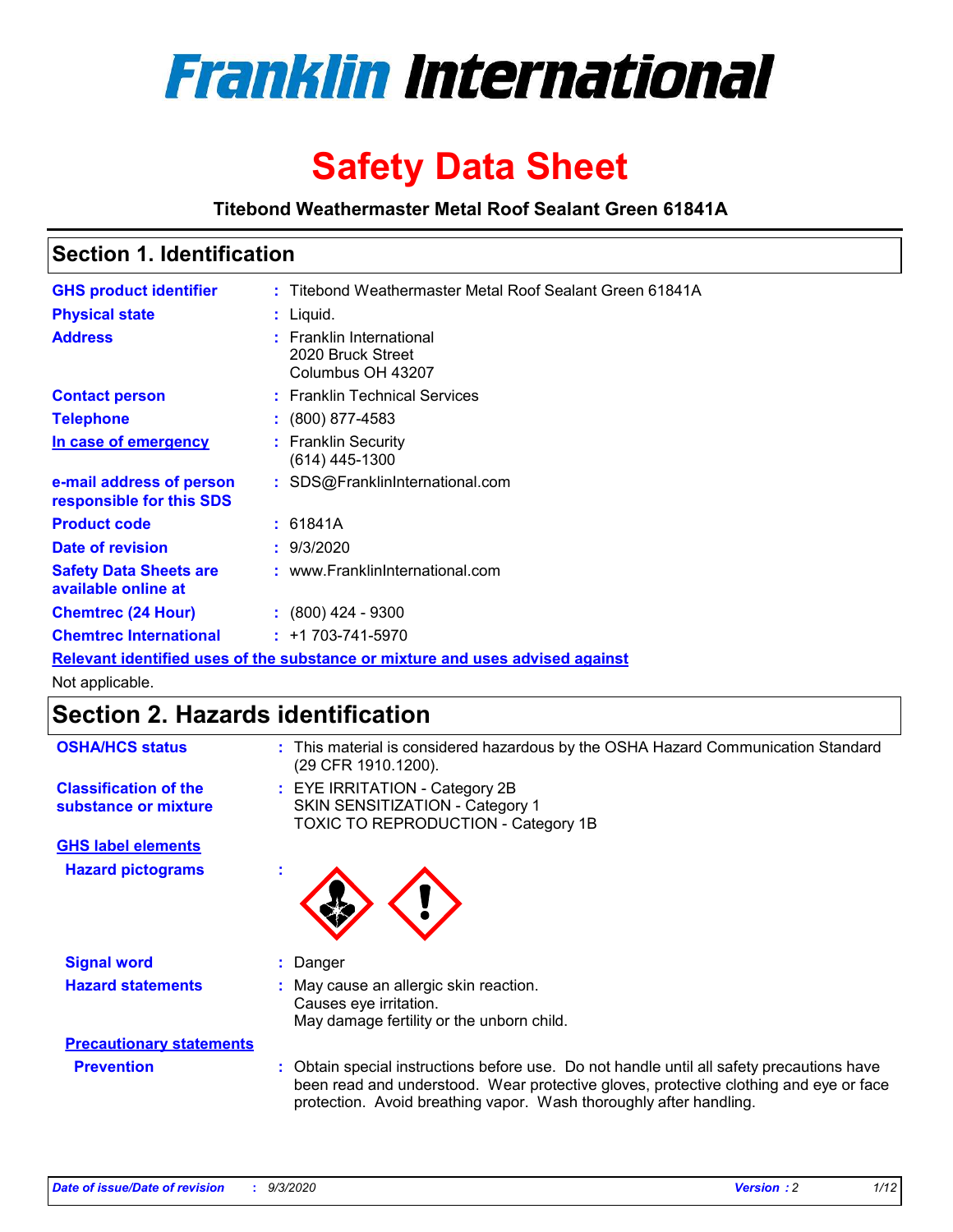# Franklin International

# Safety Data Sheet

**Titebond Weathermaster Metal Roof Sealant Green 61841A**

## Section 1. Identification

| | | |
|---|---|---|
| **GHS product identifier** | : | Titebond Weathermaster Metal Roof Sealant Green 61841A |
| **Physical state** | : | Liquid. |
| **Address** | : | Franklin International<br>2020 Bruck Street<br>Columbus OH 43207 |
| **Contact person** | : | Franklin Technical Services |
| **Telephone** | : | (800) 877-4583 |
| **In case of emergency** | : | Franklin Security<br>(614) 445-1300 |
| **e-mail address of person responsible for this SDS** | : | SDS@FranklinInternational.com |
| **Product code** | : | 61841A |
| **Date of revision** | : | 9/3/2020 |
| **Safety Data Sheets are available online at** | : | www.FranklinInternational.com |
| **Chemtrec (24 Hour)** | : | (800) 424 - 9300 |
| **Chemtrec International** | : | +1 703-741-5970 |

**Relevant identified uses of the substance or mixture and uses advised against**

Not applicable.

## Section 2. Hazards identification

| | | |
|---|---|---|
| **OSHA/HCS status** | : | This material is considered hazardous by the OSHA Hazard Communication Standard (29 CFR 1910.1200). |
| **Classification of the substance or mixture** | : | EYE IRRITATION - Category 2B<br>SKIN SENSITIZATION - Category 1<br>TOXIC TO REPRODUCTION - Category 1B |

**GHS label elements**

| | | |
|---|---|---|
| **Hazard pictograms** | : | |
| **Signal word** | : | Danger |
| **Hazard statements** | : | May cause an allergic skin reaction.<br>Causes eye irritation.<br>May damage fertility or the unborn child. |

**Precautionary statements**

| | | |
|---|---|---|
| **Prevention** | : | Obtain special instructions before use. Do not handle until all safety precautions have been read and understood. Wear protective gloves, protective clothing and eye or face protection. Avoid breathing vapor. Wash thoroughly after handling. |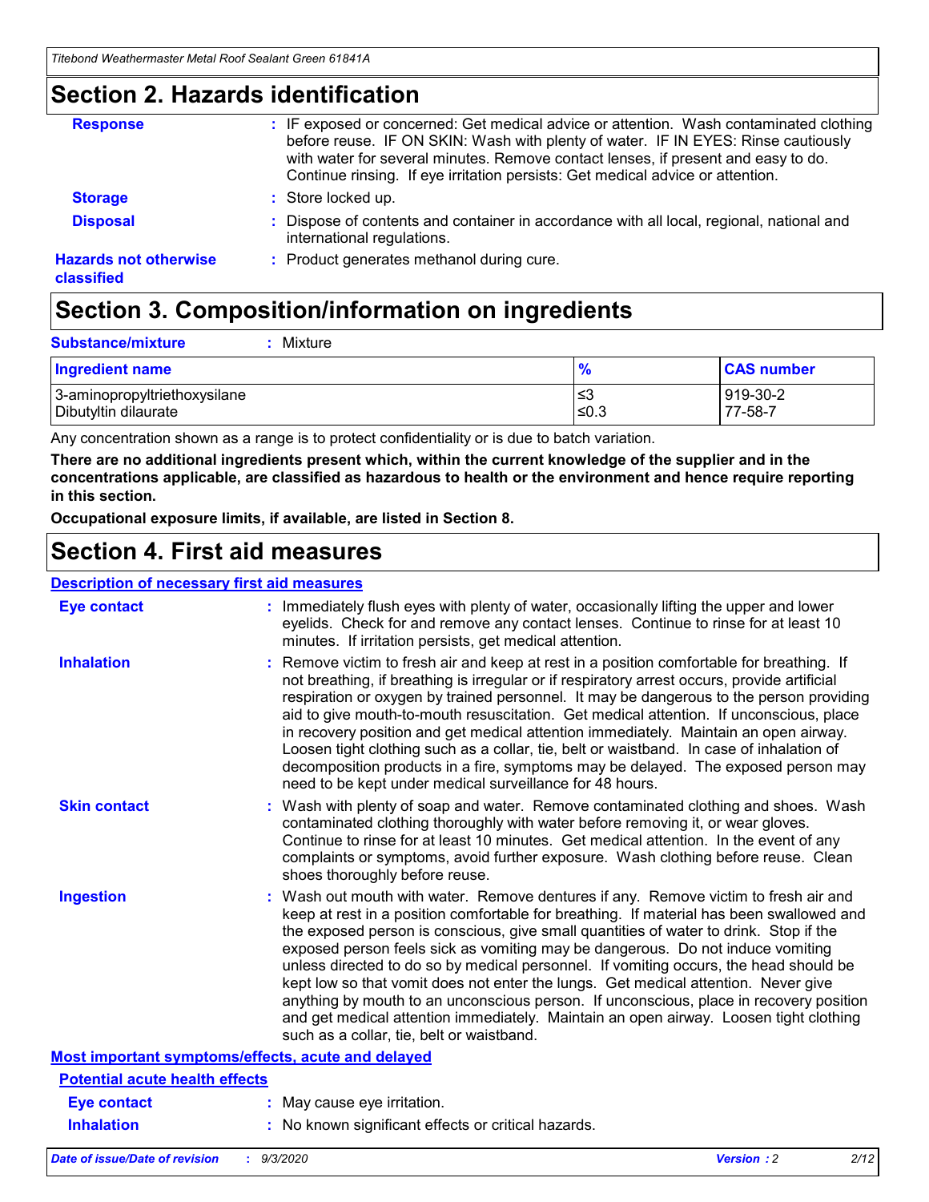## Section 2. Hazards identification

**Response** : IF exposed or concerned: Get medical advice or attention. Wash contaminated clothing before reuse. IF ON SKIN: Wash with plenty of water. IF IN EYES: Rinse cautiously with water for several minutes. Remove contact lenses, if present and easy to do. Continue rinsing. If eye irritation persists: Get medical advice or attention.

**Storage** : Store locked up.

**Disposal** : Dispose of contents and container in accordance with all local, regional, national and international regulations.

**Hazards not otherwise classified** : Product generates methanol during cure.

## Section 3. Composition/information on ingredients

**Substance/mixture** : Mixture

| Ingredient name | % | CAS number |
|---|---|---|
| 3-aminopropyltriethoxysilane | ≤3 | 919-30-2 |
| Dibutyltin dilaurate | ≤0.3 | 77-58-7 |

Any concentration shown as a range is to protect confidentiality or is due to batch variation.

**There are no additional ingredients present which, within the current knowledge of the supplier and in the concentrations applicable, are classified as hazardous to health or the environment and hence require reporting in this section.**

**Occupational exposure limits, if available, are listed in Section 8.**

## Section 4. First aid measures

**Description of necessary first aid measures**

**Eye contact** : Immediately flush eyes with plenty of water, occasionally lifting the upper and lower eyelids. Check for and remove any contact lenses. Continue to rinse for at least 10 minutes. If irritation persists, get medical attention.

**Inhalation** : Remove victim to fresh air and keep at rest in a position comfortable for breathing. If not breathing, if breathing is irregular or if respiratory arrest occurs, provide artificial respiration or oxygen by trained personnel. It may be dangerous to the person providing aid to give mouth-to-mouth resuscitation. Get medical attention. If unconscious, place in recovery position and get medical attention immediately. Maintain an open airway. Loosen tight clothing such as a collar, tie, belt or waistband. In case of inhalation of decomposition products in a fire, symptoms may be delayed. The exposed person may need to be kept under medical surveillance for 48 hours.

**Skin contact** : Wash with plenty of soap and water. Remove contaminated clothing and shoes. Wash contaminated clothing thoroughly with water before removing it, or wear gloves. Continue to rinse for at least 10 minutes. Get medical attention. In the event of any complaints or symptoms, avoid further exposure. Wash clothing before reuse. Clean shoes thoroughly before reuse.

**Ingestion** : Wash out mouth with water. Remove dentures if any. Remove victim to fresh air and keep at rest in a position comfortable for breathing. If material has been swallowed and the exposed person is conscious, give small quantities of water to drink. Stop if the exposed person feels sick as vomiting may be dangerous. Do not induce vomiting unless directed to do so by medical personnel. If vomiting occurs, the head should be kept low so that vomit does not enter the lungs. Get medical attention. Never give anything by mouth to an unconscious person. If unconscious, place in recovery position and get medical attention immediately. Maintain an open airway. Loosen tight clothing such as a collar, tie, belt or waistband.

**Most important symptoms/effects, acute and delayed**

**Potential acute health effects**

**Eye contact** : May cause eye irritation.

**Inhalation** : No known significant effects or critical hazards.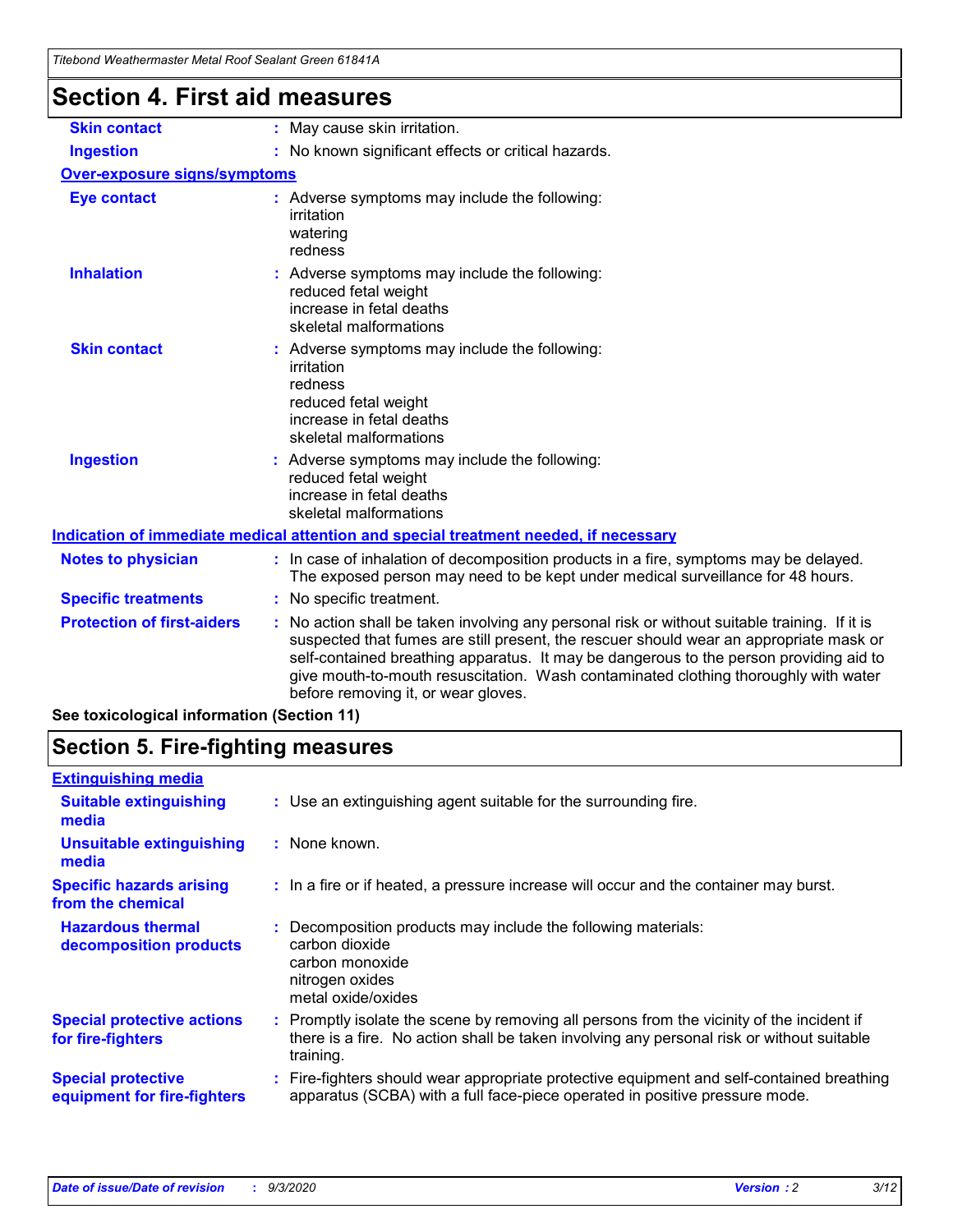# Section 4. First aid measures

| | |
|---|---|
| **Skin contact** | : May cause skin irritation. |
| **Ingestion** | : No known significant effects or critical hazards. |

**Over-exposure signs/symptoms**

| | |
|---|---|
| **Eye contact** | : Adverse symptoms may include the following:<br>irritation<br>watering<br>redness |
| **Inhalation** | : Adverse symptoms may include the following:<br>reduced fetal weight<br>increase in fetal deaths<br>skeletal malformations |
| **Skin contact** | : Adverse symptoms may include the following:<br>irritation<br>redness<br>reduced fetal weight<br>increase in fetal deaths<br>skeletal malformations |
| **Ingestion** | : Adverse symptoms may include the following:<br>reduced fetal weight<br>increase in fetal deaths<br>skeletal malformations |

**Indication of immediate medical attention and special treatment needed, if necessary**

| | |
|---|---|
| **Notes to physician** | : In case of inhalation of decomposition products in a fire, symptoms may be delayed. The exposed person may need to be kept under medical surveillance for 48 hours. |
| **Specific treatments** | : No specific treatment. |
| **Protection of first-aiders** | : No action shall be taken involving any personal risk or without suitable training. If it is suspected that fumes are still present, the rescuer should wear an appropriate mask or self-contained breathing apparatus. It may be dangerous to the person providing aid to give mouth-to-mouth resuscitation. Wash contaminated clothing thoroughly with water before removing it, or wear gloves. |

**See toxicological information (Section 11)**

# Section 5. Fire-fighting measures

**Extinguishing media**

| | |
|---|---|
| **Suitable extinguishing media** | : Use an extinguishing agent suitable for the surrounding fire. |
| **Unsuitable extinguishing media** | : None known. |
| **Specific hazards arising from the chemical** | : In a fire or if heated, a pressure increase will occur and the container may burst. |
| **Hazardous thermal decomposition products** | : Decomposition products may include the following materials:<br>carbon dioxide<br>carbon monoxide<br>nitrogen oxides<br>metal oxide/oxides |
| **Special protective actions for fire-fighters** | : Promptly isolate the scene by removing all persons from the vicinity of the incident if there is a fire. No action shall be taken involving any personal risk or without suitable training. |
| **Special protective equipment for fire-fighters** | : Fire-fighters should wear appropriate protective equipment and self-contained breathing apparatus (SCBA) with a full face-piece operated in positive pressure mode. |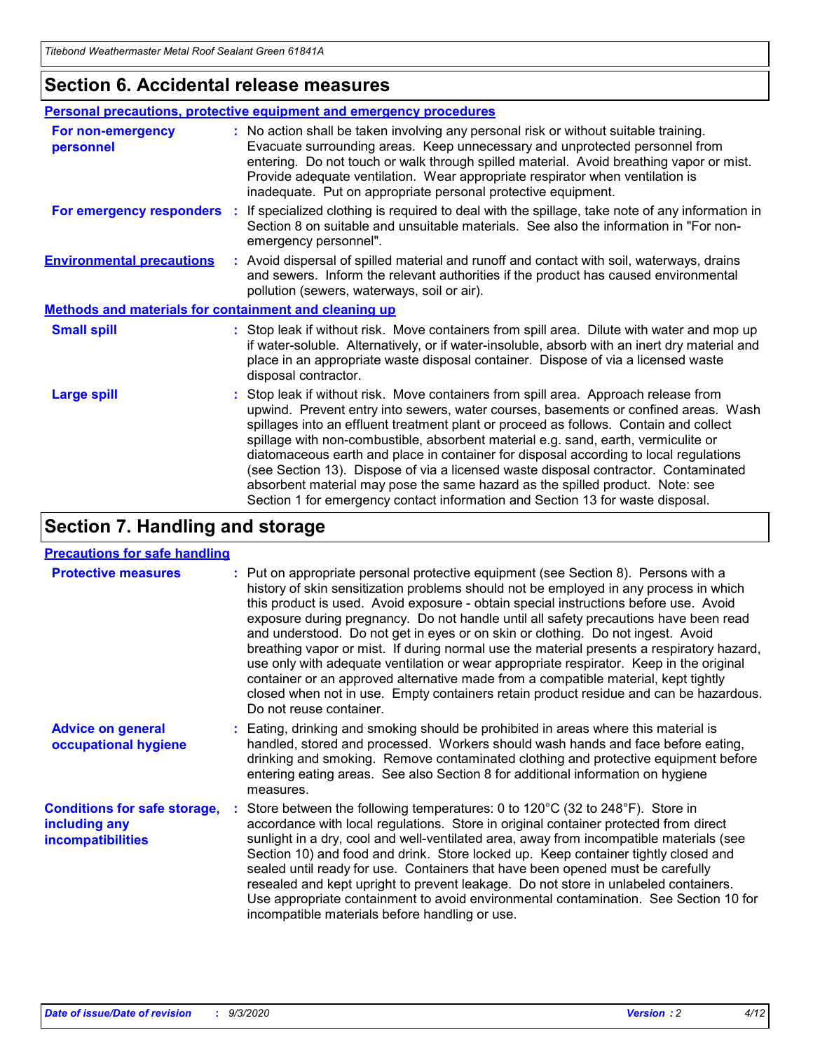## Section 6. Accidental release measures

### Personal precautions, protective equipment and emergency procedures

**For non-emergency personnel** : No action shall be taken involving any personal risk or without suitable training. Evacuate surrounding areas. Keep unnecessary and unprotected personnel from entering. Do not touch or walk through spilled material. Avoid breathing vapor or mist. Provide adequate ventilation. Wear appropriate respirator when ventilation is inadequate. Put on appropriate personal protective equipment.

**For emergency responders** : If specialized clothing is required to deal with the spillage, take note of any information in Section 8 on suitable and unsuitable materials. See also the information in "For non-emergency personnel".

**Environmental precautions** : Avoid dispersal of spilled material and runoff and contact with soil, waterways, drains and sewers. Inform the relevant authorities if the product has caused environmental pollution (sewers, waterways, soil or air).

### Methods and materials for containment and cleaning up

**Small spill** : Stop leak if without risk. Move containers from spill area. Dilute with water and mop up if water-soluble. Alternatively, or if water-insoluble, absorb with an inert dry material and place in an appropriate waste disposal container. Dispose of via a licensed waste disposal contractor.

**Large spill** : Stop leak if without risk. Move containers from spill area. Approach release from upwind. Prevent entry into sewers, water courses, basements or confined areas. Wash spillages into an effluent treatment plant or proceed as follows. Contain and collect spillage with non-combustible, absorbent material e.g. sand, earth, vermiculite or diatomaceous earth and place in container for disposal according to local regulations (see Section 13). Dispose of via a licensed waste disposal contractor. Contaminated absorbent material may pose the same hazard as the spilled product. Note: see Section 1 for emergency contact information and Section 13 for waste disposal.

## Section 7. Handling and storage

### Precautions for safe handling

**Protective measures** : Put on appropriate personal protective equipment (see Section 8). Persons with a history of skin sensitization problems should not be employed in any process in which this product is used. Avoid exposure - obtain special instructions before use. Avoid exposure during pregnancy. Do not handle until all safety precautions have been read and understood. Do not get in eyes or on skin or clothing. Do not ingest. Avoid breathing vapor or mist. If during normal use the material presents a respiratory hazard, use only with adequate ventilation or wear appropriate respirator. Keep in the original container or an approved alternative made from a compatible material, kept tightly closed when not in use. Empty containers retain product residue and can be hazardous. Do not reuse container.

**Advice on general occupational hygiene** : Eating, drinking and smoking should be prohibited in areas where this material is handled, stored and processed. Workers should wash hands and face before eating, drinking and smoking. Remove contaminated clothing and protective equipment before entering eating areas. See also Section 8 for additional information on hygiene measures.

**Conditions for safe storage, including any incompatibilities** : Store between the following temperatures: 0 to 120°C (32 to 248°F). Store in accordance with local regulations. Store in original container protected from direct sunlight in a dry, cool and well-ventilated area, away from incompatible materials (see Section 10) and food and drink. Store locked up. Keep container tightly closed and sealed until ready for use. Containers that have been opened must be carefully resealed and kept upright to prevent leakage. Do not store in unlabeled containers. Use appropriate containment to avoid environmental contamination. See Section 10 for incompatible materials before handling or use.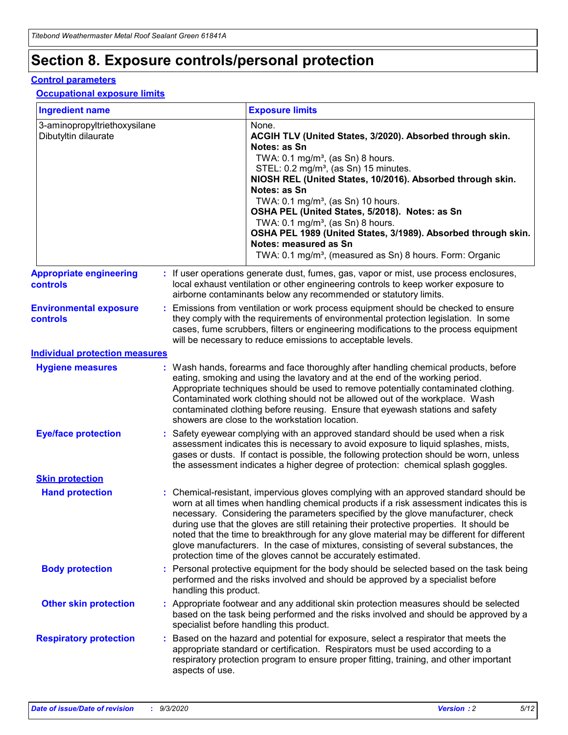# Section 8. Exposure controls/personal protection

## Control parameters

### Occupational exposure limits

| Ingredient name | Exposure limits |
| --- | --- |
| 3-aminopropyltriethoxysilane | None. |
| Dibutyltin dilaurate | **ACGIH TLV (United States, 3/2020). Absorbed through skin. Notes: as Sn**<br>TWA: 0.1 mg/m³, (as Sn) 8 hours.<br>STEL: 0.2 mg/m³, (as Sn) 15 minutes.<br>**NIOSH REL (United States, 10/2016). Absorbed through skin. Notes: as Sn**<br>TWA: 0.1 mg/m³, (as Sn) 10 hours.<br>**OSHA PEL (United States, 5/2018). Notes: as Sn**<br>TWA: 0.1 mg/m³, (as Sn) 8 hours.<br>**OSHA PEL 1989 (United States, 3/1989). Absorbed through skin. Notes: measured as Sn**<br>TWA: 0.1 mg/m³, (measured as Sn) 8 hours. Form: Organic |

**Appropriate engineering controls** : If user operations generate dust, fumes, gas, vapor or mist, use process enclosures, local exhaust ventilation or other engineering controls to keep worker exposure to airborne contaminants below any recommended or statutory limits.

**Environmental exposure controls** : Emissions from ventilation or work process equipment should be checked to ensure they comply with the requirements of environmental protection legislation. In some cases, fume scrubbers, filters or engineering modifications to the process equipment will be necessary to reduce emissions to acceptable levels.

## Individual protection measures

**Hygiene measures** : Wash hands, forearms and face thoroughly after handling chemical products, before eating, smoking and using the lavatory and at the end of the working period. Appropriate techniques should be used to remove potentially contaminated clothing. Contaminated work clothing should not be allowed out of the workplace. Wash contaminated clothing before reusing. Ensure that eyewash stations and safety showers are close to the workstation location.

**Eye/face protection** : Safety eyewear complying with an approved standard should be used when a risk assessment indicates this is necessary to avoid exposure to liquid splashes, mists, gases or dusts. If contact is possible, the following protection should be worn, unless the assessment indicates a higher degree of protection: chemical splash goggles.

### Skin protection

**Hand protection** : Chemical-resistant, impervious gloves complying with an approved standard should be worn at all times when handling chemical products if a risk assessment indicates this is necessary. Considering the parameters specified by the glove manufacturer, check during use that the gloves are still retaining their protective properties. It should be noted that the time to breakthrough for any glove material may be different for different glove manufacturers. In the case of mixtures, consisting of several substances, the protection time of the gloves cannot be accurately estimated.

**Body protection** : Personal protective equipment for the body should be selected based on the task being performed and the risks involved and should be approved by a specialist before handling this product.

**Other skin protection** : Appropriate footwear and any additional skin protection measures should be selected based on the task being performed and the risks involved and should be approved by a specialist before handling this product.

**Respiratory protection** : Based on the hazard and potential for exposure, select a respirator that meets the appropriate standard or certification. Respirators must be used according to a respiratory protection program to ensure proper fitting, training, and other important aspects of use.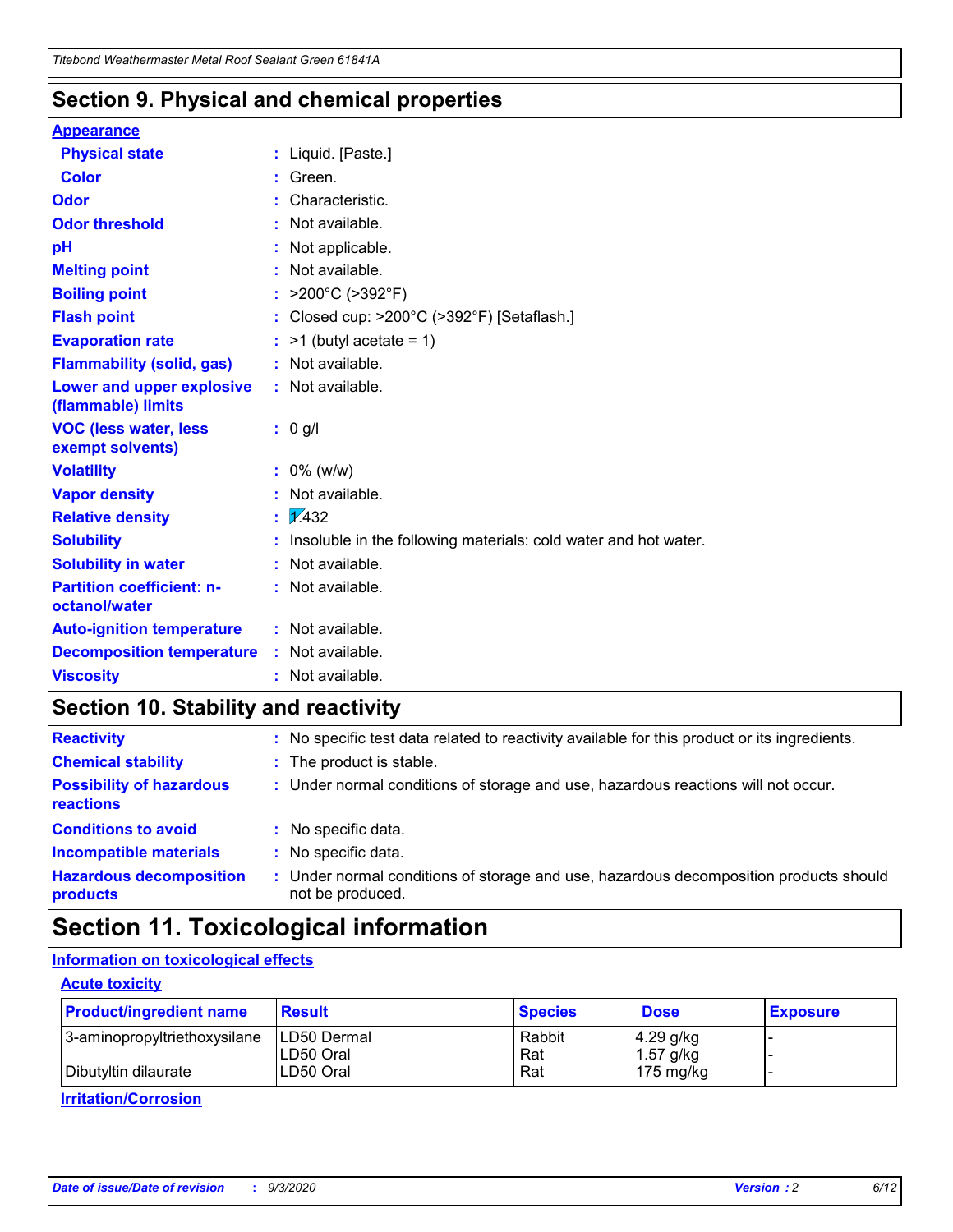## Section 9. Physical and chemical properties

### Appearance

| | | |
|---|---|---|
| **Physical state** | : | Liquid. [Paste.] |
| **Color** | : | Green. |
| **Odor** | : | Characteristic. |
| **Odor threshold** | : | Not available. |
| **pH** | : | Not applicable. |
| **Melting point** | : | Not available. |
| **Boiling point** | : | >200°C (>392°F) |
| **Flash point** | : | Closed cup: >200°C (>392°F) [Setaflash.] |
| **Evaporation rate** | : | >1 (butyl acetate = 1) |
| **Flammability (solid, gas)** | : | Not available. |
| **Lower and upper explosive (flammable) limits** | : | Not available. |
| **VOC (less water, less exempt solvents)** | : | 0 g/l |
| **Volatility** | : | 0% (w/w) |
| **Vapor density** | : | Not available. |
| **Relative density** | : | 1.432 |
| **Solubility** | : | Insoluble in the following materials: cold water and hot water. |
| **Solubility in water** | : | Not available. |
| **Partition coefficient: n-octanol/water** | : | Not available. |
| **Auto-ignition temperature** | : | Not available. |
| **Decomposition temperature** | : | Not available. |
| **Viscosity** | : | Not available. |

## Section 10. Stability and reactivity

| | | |
|---|---|---|
| **Reactivity** | : | No specific test data related to reactivity available for this product or its ingredients. |
| **Chemical stability** | : | The product is stable. |
| **Possibility of hazardous reactions** | : | Under normal conditions of storage and use, hazardous reactions will not occur. |
| **Conditions to avoid** | : | No specific data. |
| **Incompatible materials** | : | No specific data. |
| **Hazardous decomposition products** | : | Under normal conditions of storage and use, hazardous decomposition products should not be produced. |

## Section 11. Toxicological information

### Information on toxicological effects

#### Acute toxicity

| Product/ingredient name | Result | Species | Dose | Exposure |
|---|---|---|---|---|
| 3-aminopropyltriethoxysilane | LD50 Dermal | Rabbit | 4.29 g/kg | - |
| | LD50 Oral | Rat | 1.57 g/kg | - |
| Dibutyltin dilaurate | LD50 Oral | Rat | 175 mg/kg | - |

#### Irritation/Corrosion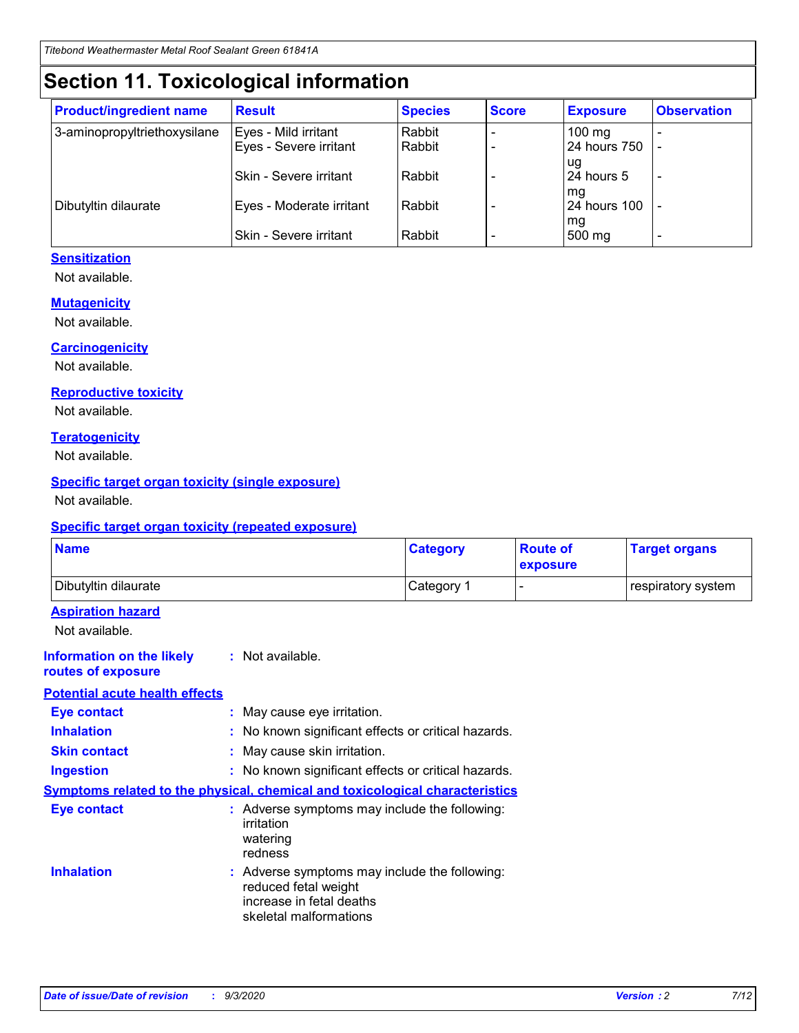# Section 11. Toxicological information

| Product/ingredient name | Result | Species | Score | Exposure | Observation |
|---|---|---|---|---|---|
| 3-aminopropyltriethoxysilane | Eyes - Mild irritant | Rabbit | - | 100 mg | - |
| | Eyes - Severe irritant | Rabbit | - | 24 hours 750 ug | - |
| | Skin - Severe irritant | Rabbit | - | 24 hours 5 mg | - |
| Dibutyltin dilaurate | Eyes - Moderate irritant | Rabbit | - | 24 hours 100 mg | - |
| | Skin - Severe irritant | Rabbit | - | 500 mg | - |

### Sensitization

Not available.

### Mutagenicity

Not available.

### Carcinogenicity

Not available.

### Reproductive toxicity

Not available.

### Teratogenicity

Not available.

### Specific target organ toxicity (single exposure)

Not available.

### Specific target organ toxicity (repeated exposure)

| Name | Category | Route of exposure | Target organs |
|---|---|---|---|
| Dibutyltin dilaurate | Category 1 | - | respiratory system |

### Aspiration hazard

Not available.

**Information on the likely routes of exposure** : Not available.

### Potential acute health effects

**Eye contact** : May cause eye irritation.

**Inhalation** : No known significant effects or critical hazards.

**Skin contact** : May cause skin irritation.

**Ingestion** : No known significant effects or critical hazards.

### Symptoms related to the physical, chemical and toxicological characteristics

**Eye contact** : Adverse symptoms may include the following:
irritation
watering
redness

**Inhalation** : Adverse symptoms may include the following:
reduced fetal weight
increase in fetal deaths
skeletal malformations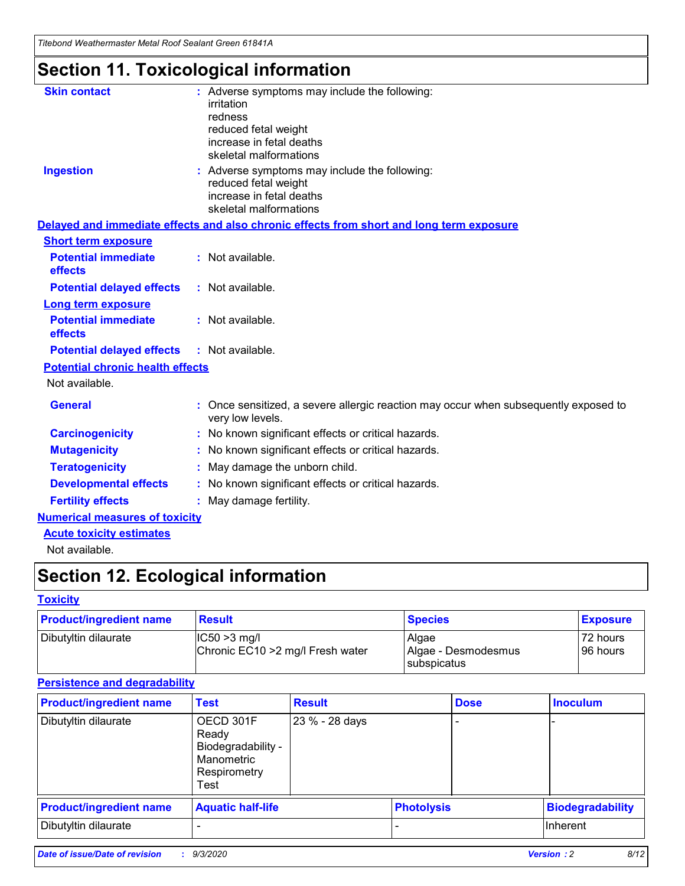# Section 11. Toxicological information

**Skin contact** : Adverse symptoms may include the following:
irritation
redness
reduced fetal weight
increase in fetal deaths
skeletal malformations

**Ingestion** : Adverse symptoms may include the following:
reduced fetal weight
increase in fetal deaths
skeletal malformations

**Delayed and immediate effects and also chronic effects from short and long term exposure**

**Short term exposure**

**Potential immediate effects** : Not available.

**Potential delayed effects** : Not available.

**Long term exposure**

**Potential immediate effects** : Not available.

**Potential delayed effects** : Not available.

**Potential chronic health effects**

Not available.

**General** : Once sensitized, a severe allergic reaction may occur when subsequently exposed to very low levels.

**Carcinogenicity** : No known significant effects or critical hazards.

**Mutagenicity** : No known significant effects or critical hazards.

**Teratogenicity** : May damage the unborn child.

**Developmental effects** : No known significant effects or critical hazards.

**Fertility effects** : May damage fertility.

**Numerical measures of toxicity**

**Acute toxicity estimates**

Not available.

# Section 12. Ecological information

**Toxicity**

| Product/ingredient name | Result | Species | Exposure |
|---|---|---|---|
| Dibutyltin dilaurate | IC50 >3 mg/l<br>Chronic EC10 >2 mg/l Fresh water | Algae<br>Algae - Desmodesmus subspicatus | 72 hours<br>96 hours |

**Persistence and degradability**

| Product/ingredient name | Test | Result | Dose | Inoculum |
|---|---|---|---|---|
| Dibutyltin dilaurate | OECD 301F Ready Biodegradability - Manometric Respirometry Test | 23 % - 28 days | - | - |

| Product/ingredient name | Aquatic half-life | Photolysis | Biodegradability |
|---|---|---|---|
| Dibutyltin dilaurate | - | - | Inherent |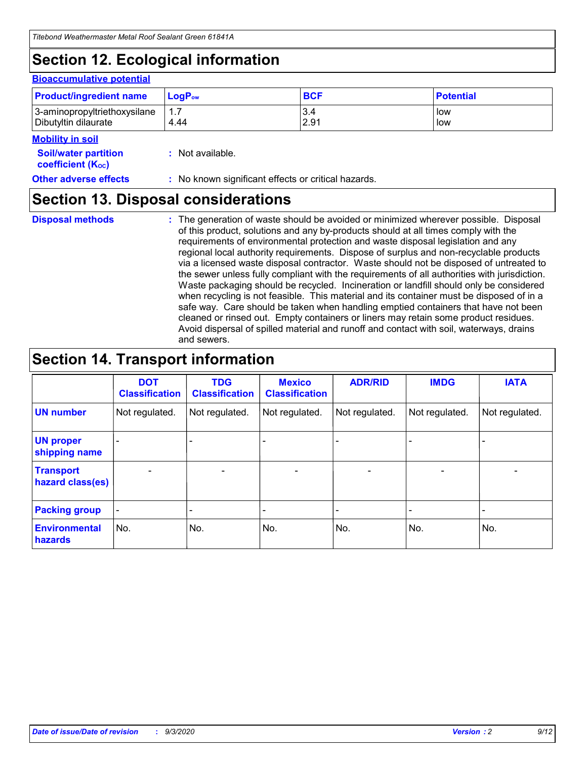# Section 12. Ecological information

### Bioaccumulative potential

| Product/ingredient name | $LogP_{ow}$ | BCF | Potential |
| --- | --- | --- | --- |
| 3-aminopropyltriethoxysilane | 1.7 | 3.4 | low |
| Dibutyltin dilaurate | 4.44 | 2.91 | low |

### Mobility in soil

**Soil/water partition coefficient ($K_{OC}$)** : Not available.

**Other adverse effects** : No known significant effects or critical hazards.

# Section 13. Disposal considerations

**Disposal methods** : The generation of waste should be avoided or minimized wherever possible. Disposal of this product, solutions and any by-products should at all times comply with the requirements of environmental protection and waste disposal legislation and any regional local authority requirements. Dispose of surplus and non-recyclable products via a licensed waste disposal contractor. Waste should not be disposed of untreated to the sewer unless fully compliant with the requirements of all authorities with jurisdiction. Waste packaging should be recycled. Incineration or landfill should only be considered when recycling is not feasible. This material and its container must be disposed of in a safe way. Care should be taken when handling emptied containers that have not been cleaned or rinsed out. Empty containers or liners may retain some product residues. Avoid dispersal of spilled material and runoff and contact with soil, waterways, drains and sewers.

# Section 14. Transport information

| | DOT Classification | TDG Classification | Mexico Classification | ADR/RID | IMDG | IATA |
| --- | --- | --- | --- | --- | --- | --- |
| UN number | Not regulated. | Not regulated. | Not regulated. | Not regulated. | Not regulated. | Not regulated. |
| UN proper shipping name | - | - | - | - | - | - |
| Transport hazard class(es) | - | - | - | - | - | - |
| Packing group | - | - | - | - | - | - |
| Environmental hazards | No. | No. | No. | No. | No. | No. |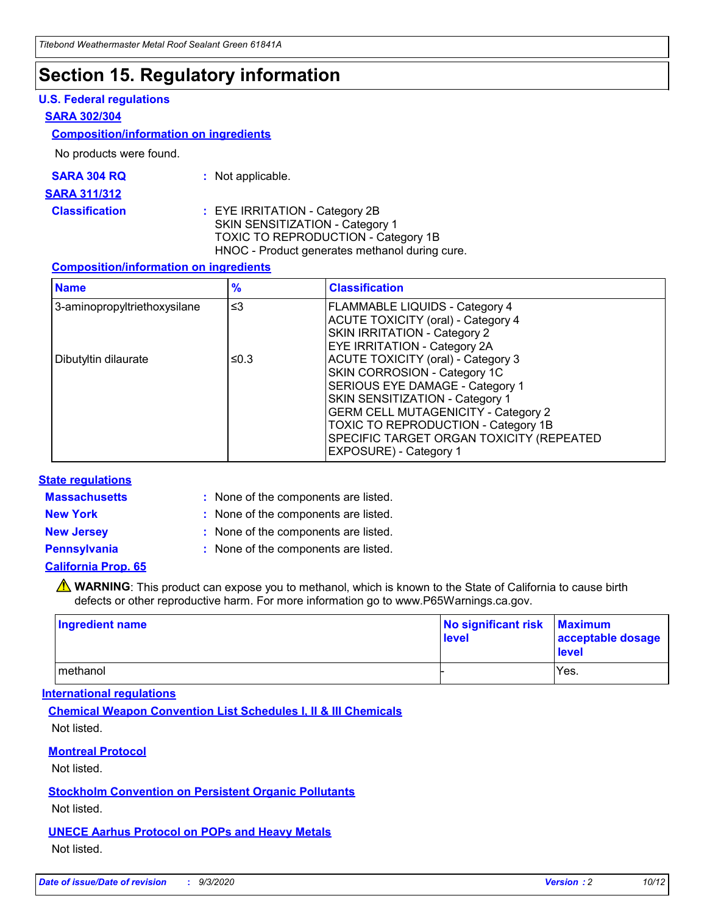# Section 15. Regulatory information

### U.S. Federal regulations

#### SARA 302/304

##### Composition/information on ingredients

No products were found.

**SARA 304 RQ** : Not applicable.

#### SARA 311/312

**Classification** : EYE IRRITATION - Category 2B
SKIN SENSITIZATION - Category 1
TOXIC TO REPRODUCTION - Category 1B
HNOC - Product generates methanol during cure.

##### Composition/information on ingredients

| Name | % | Classification |
|---|---|---|
| 3-aminopropyltriethoxysilane | ≤3 | FLAMMABLE LIQUIDS - Category 4<br>ACUTE TOXICITY (oral) - Category 4<br>SKIN IRRITATION - Category 2<br>EYE IRRITATION - Category 2A |
| Dibutyltin dilaurate | ≤0.3 | ACUTE TOXICITY (oral) - Category 3<br>SKIN CORROSION - Category 1C<br>SERIOUS EYE DAMAGE - Category 1<br>SKIN SENSITIZATION - Category 1<br>GERM CELL MUTAGENICITY - Category 2<br>TOXIC TO REPRODUCTION - Category 1B<br>SPECIFIC TARGET ORGAN TOXICITY (REPEATED EXPOSURE) - Category 1 |

### State regulations

**Massachusetts** : None of the components are listed.

**New York** : None of the components are listed.

**New Jersey** : None of the components are listed.

**Pennsylvania** : None of the components are listed.

#### California Prop. 65

⚠ **WARNING**: This product can expose you to methanol, which is known to the State of California to cause birth defects or other reproductive harm. For more information go to www.P65Warnings.ca.gov.

| Ingredient name | No significant risk level | Maximum acceptable dosage level |
|---|---|---|
| methanol | - | Yes. |

### International regulations

#### Chemical Weapon Convention List Schedules I, II & III Chemicals

Not listed.

#### Montreal Protocol

Not listed.

#### Stockholm Convention on Persistent Organic Pollutants

Not listed.

#### UNECE Aarhus Protocol on POPs and Heavy Metals

Not listed.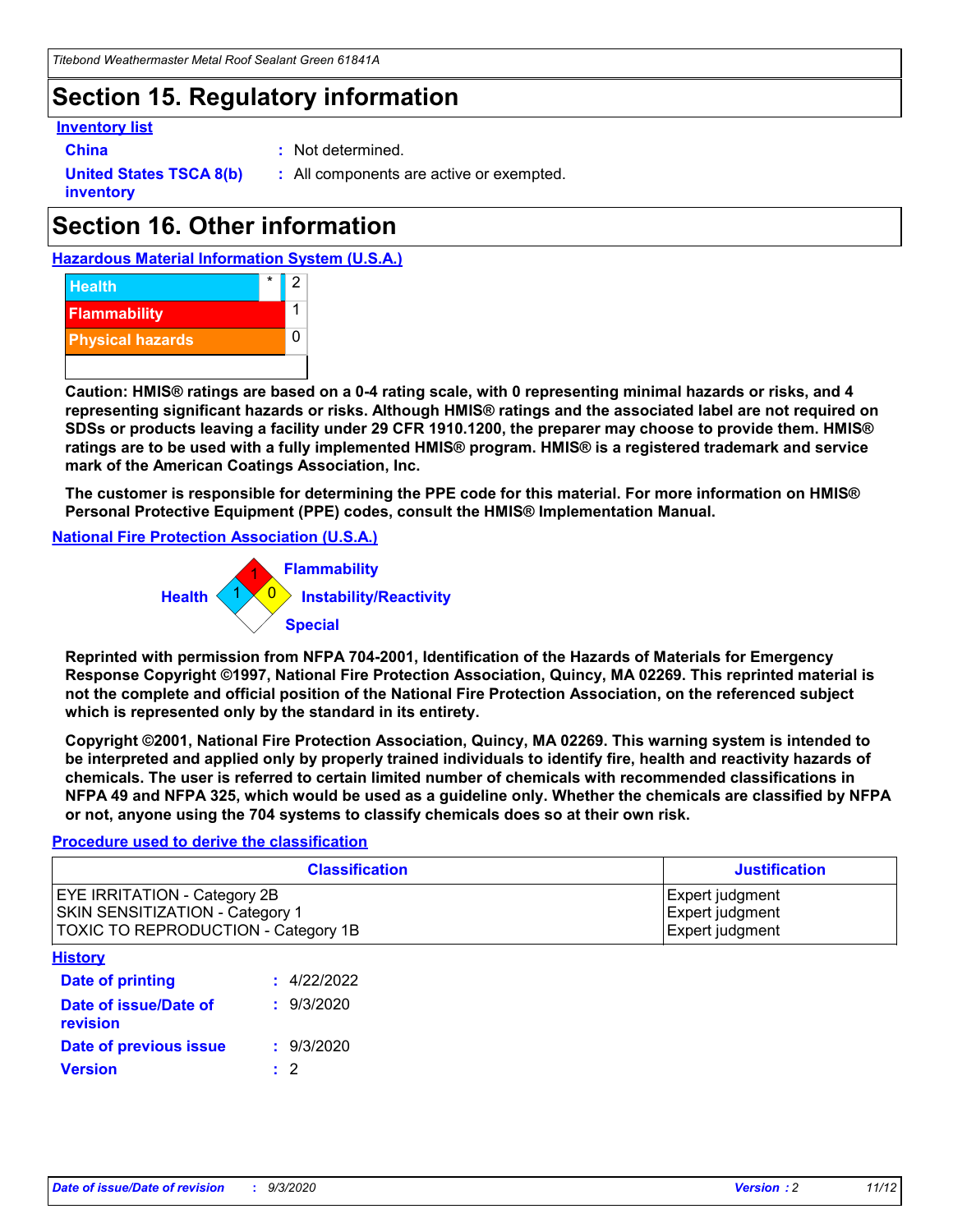# Section 15. Regulatory information

**Inventory list**

**China** : Not determined.

**United States TSCA 8(b) inventory** : All components are active or exempted.

# Section 16. Other information

**Hazardous Material Information System (U.S.A.)**

| | | |
|---|---|---|
| Health | * | 2 |
| Flammability | | 1 |
| Physical hazards | | 0 |

**Caution: HMIS® ratings are based on a 0-4 rating scale, with 0 representing minimal hazards or risks, and 4 representing significant hazards or risks. Although HMIS® ratings and the associated label are not required on SDSs or products leaving a facility under 29 CFR 1910.1200, the preparer may choose to provide them. HMIS® ratings are to be used with a fully implemented HMIS® program. HMIS® is a registered trademark and service mark of the American Coatings Association, Inc.**

**The customer is responsible for determining the PPE code for this material. For more information on HMIS® Personal Protective Equipment (PPE) codes, consult the HMIS® Implementation Manual.**

**National Fire Protection Association (U.S.A.)**

Flammability: 1
Health: 1
Instability/Reactivity: 0
Special:

**Reprinted with permission from NFPA 704-2001, Identification of the Hazards of Materials for Emergency Response Copyright ©1997, National Fire Protection Association, Quincy, MA 02269. This reprinted material is not the complete and official position of the National Fire Protection Association, on the referenced subject which is represented only by the standard in its entirety.**

**Copyright ©2001, National Fire Protection Association, Quincy, MA 02269. This warning system is intended to be interpreted and applied only by properly trained individuals to identify fire, health and reactivity hazards of chemicals. The user is referred to certain limited number of chemicals with recommended classifications in NFPA 49 and NFPA 325, which would be used as a guideline only. Whether the chemicals are classified by NFPA or not, anyone using the 704 systems to classify chemicals does so at their own risk.**

**Procedure used to derive the classification**

| Classification | Justification |
|---|---|
| EYE IRRITATION - Category 2B | Expert judgment |
| SKIN SENSITIZATION - Category 1 | Expert judgment |
| TOXIC TO REPRODUCTION - Category 1B | Expert judgment |

**History**

**Date of printing** : 4/22/2022

**Date of issue/Date of revision** : 9/3/2020

**Date of previous issue** : 9/3/2020

**Version** : 2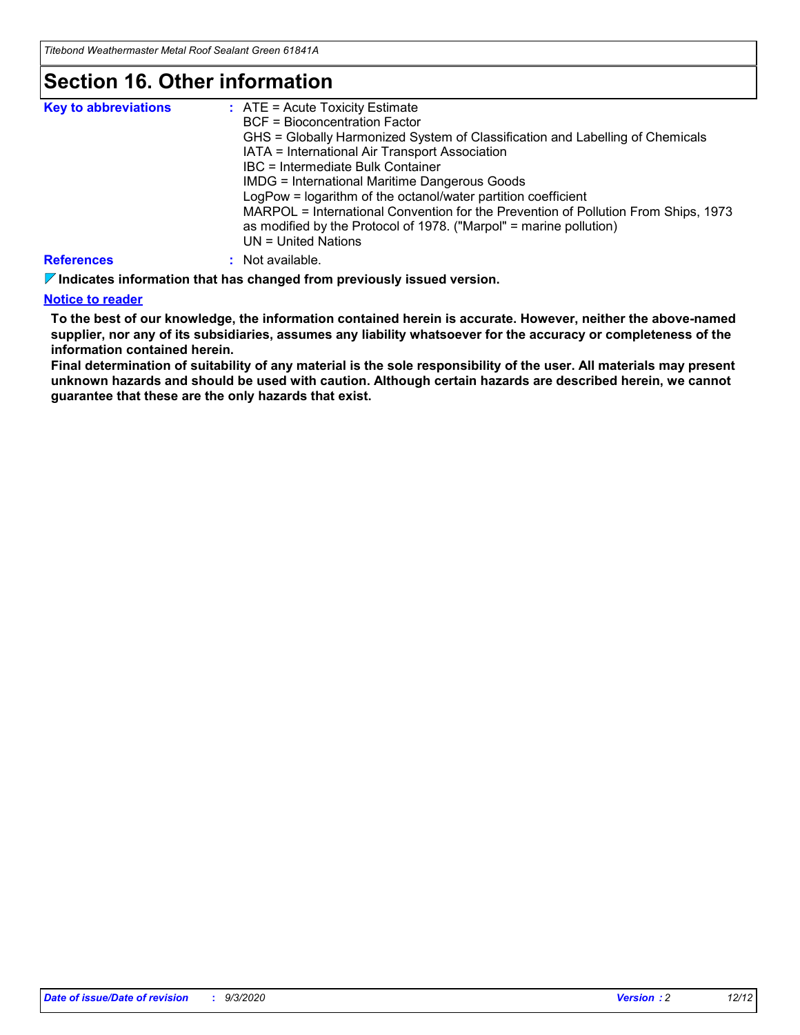# Section 16. Other information

**Key to abbreviations** : ATE = Acute Toxicity Estimate
BCF = Bioconcentration Factor
GHS = Globally Harmonized System of Classification and Labelling of Chemicals
IATA = International Air Transport Association
IBC = Intermediate Bulk Container
IMDG = International Maritime Dangerous Goods
LogPow = logarithm of the octanol/water partition coefficient
MARPOL = International Convention for the Prevention of Pollution From Ships, 1973 as modified by the Protocol of 1978. ("Marpol" = marine pollution)
UN = United Nations

**References** : Not available.

**Indicates information that has changed from previously issued version.**

**Notice to reader**

**To the best of our knowledge, the information contained herein is accurate. However, neither the above-named supplier, nor any of its subsidiaries, assumes any liability whatsoever for the accuracy or completeness of the information contained herein.**

**Final determination of suitability of any material is the sole responsibility of the user. All materials may present unknown hazards and should be used with caution. Although certain hazards are described herein, we cannot guarantee that these are the only hazards that exist.**